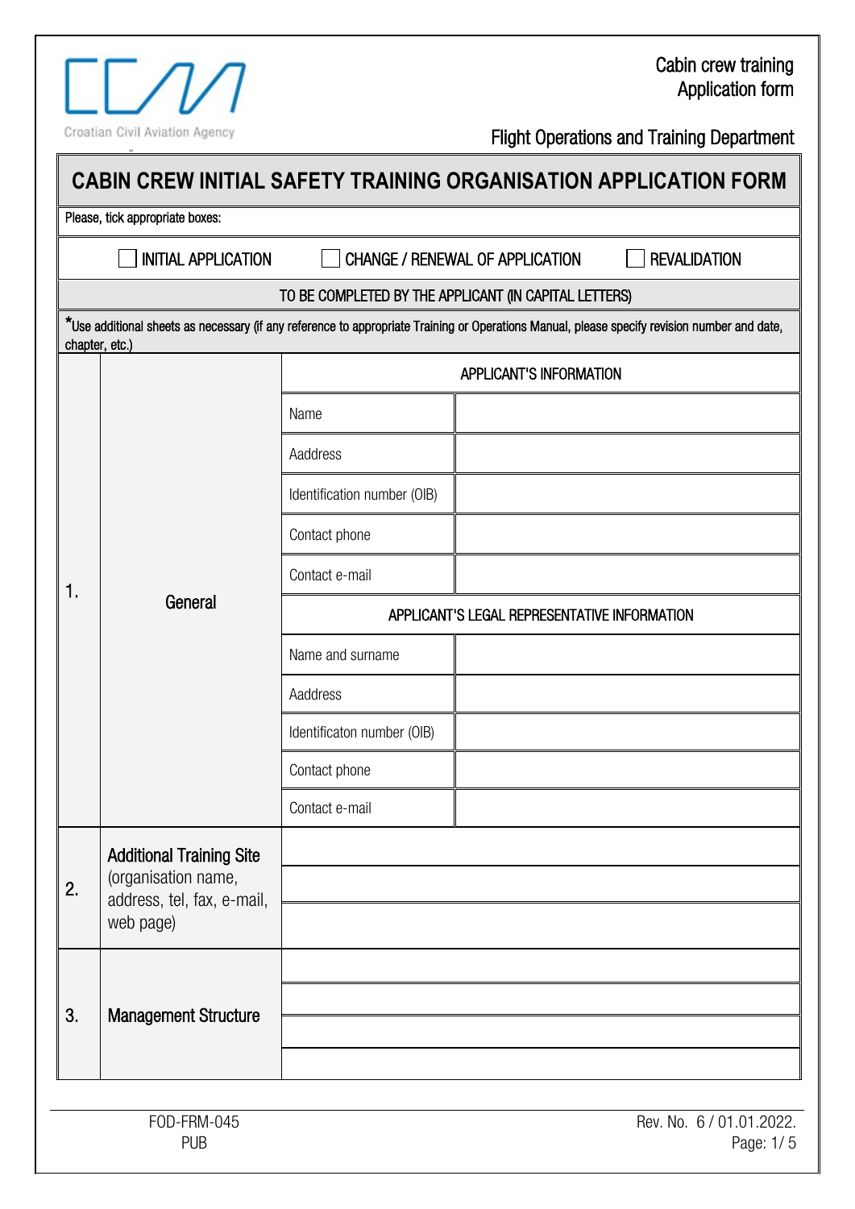Croatian Civil Aviation Agency

Cabin crew training
Application form

Flight Operations and Training Department

# CABIN CREW INITIAL SAFETY TRAINING ORGANISATION APPLICATION FORM

Please, tick appropriate boxes:

☐ INITIAL APPLICATION ☐ CHANGE / RENEWAL OF APPLICATION ☐ REVALIDATION

TO BE COMPLETED BY THE APPLICANT (IN CAPITAL LETTERS)

*Use additional sheets as necessary (if any reference to appropriate Training or Operations Manual, please specify revision number and date, chapter, etc.)

| | | | |
|---|---|---|---|
| 1. | General | APPLICANT'S INFORMATION | |
| | | Name | |
| | | Aaddress | |
| | | Identification number (OIB) | |
| | | Contact phone | |
| | | Contact e-mail | |
| | | APPLICANT'S LEGAL REPRESENTATIVE INFORMATION | |
| | | Name and surname | |
| | | Aaddress | |
| | | Identificaton number (OIB) | |
| | | Contact phone | |
| | | Contact e-mail | |
| 2. | Additional Training Site (organisation name, address, tel, fax, e-mail, web page) | | |
| | | | |
| | | | |
| 3. | Management Structure | | |
| | | | |
| | | | |
| | | | |

FOD-FRM-045
PUB

Rev. No. 6 / 01.01.2022.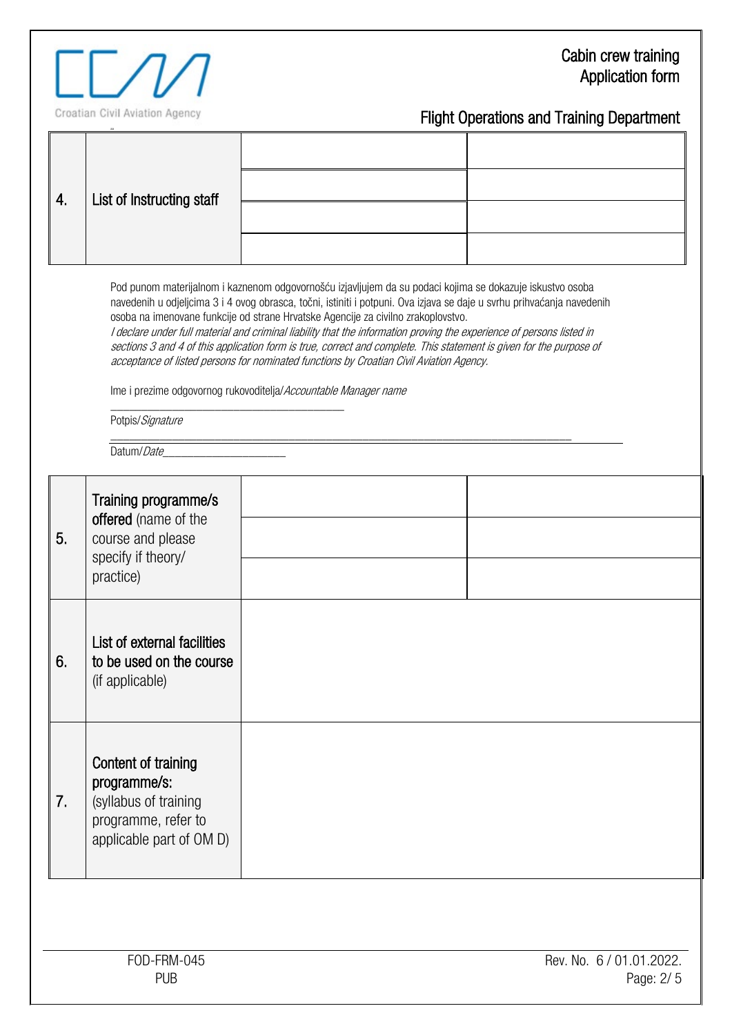| | | | |
|---|---|---|---|
| 4. | List of Instructing staff | | |
| | | | |
| | | | |
| | | | |

Pod punom materijalnom i kaznenom odgovornošću izjavljujem da su podaci kojima se dokazuje iskustvo osoba navedenih u odjeljcima 3 i 4 ovog obrasca, točni, istiniti i potpuni. Ova izjava se daje u svrhu prihvaćanja navedenih osoba na imenovane funkcije od strane Hrvatske Agencije za civilno zrakoplovstvo.
*I declare under full material and criminal liability that the information proving the experience of persons listed in sections 3 and 4 of this application form is true, correct and complete. This statement is given for the purpose of acceptance of listed persons for nominated functions by Croatian Civil Aviation Agency.*

Ime i prezime odgovornog rukovoditelja/*Accountable Manager name*

\_\_\_\_\_\_\_\_\_\_\_\_\_\_\_\_\_\_\_\_\_\_\_\_\_\_\_\_\_\_\_\_\_\_\_\_\_\_\_\_

Potpis/*Signature*

\_\_\_\_\_\_\_\_\_\_\_\_\_\_\_\_\_\_\_\_\_\_\_\_\_\_\_\_\_\_\_\_\_\_\_\_\_\_\_\_\_\_\_\_\_\_\_\_\_\_\_\_\_\_\_\_\_\_\_\_\_\_\_\_\_\_\_\_\_\_\_\_\_\_\_\_\_\_

Datum/*Date*\_\_\_\_\_\_\_\_\_\_\_\_\_\_\_\_\_\_\_\_\_\_

| | | | |
|---|---|---|---|
| 5. | **Training programme/s offered** (name of the course and please specify if theory/ practice) | | |
| | | | |
| | | | |
| 6. | **List of external facilities to be used on the course** (if applicable) | | |
| 7. | **Content of training programme/s:** (syllabus of training programme, refer to applicable part of OM D) | | |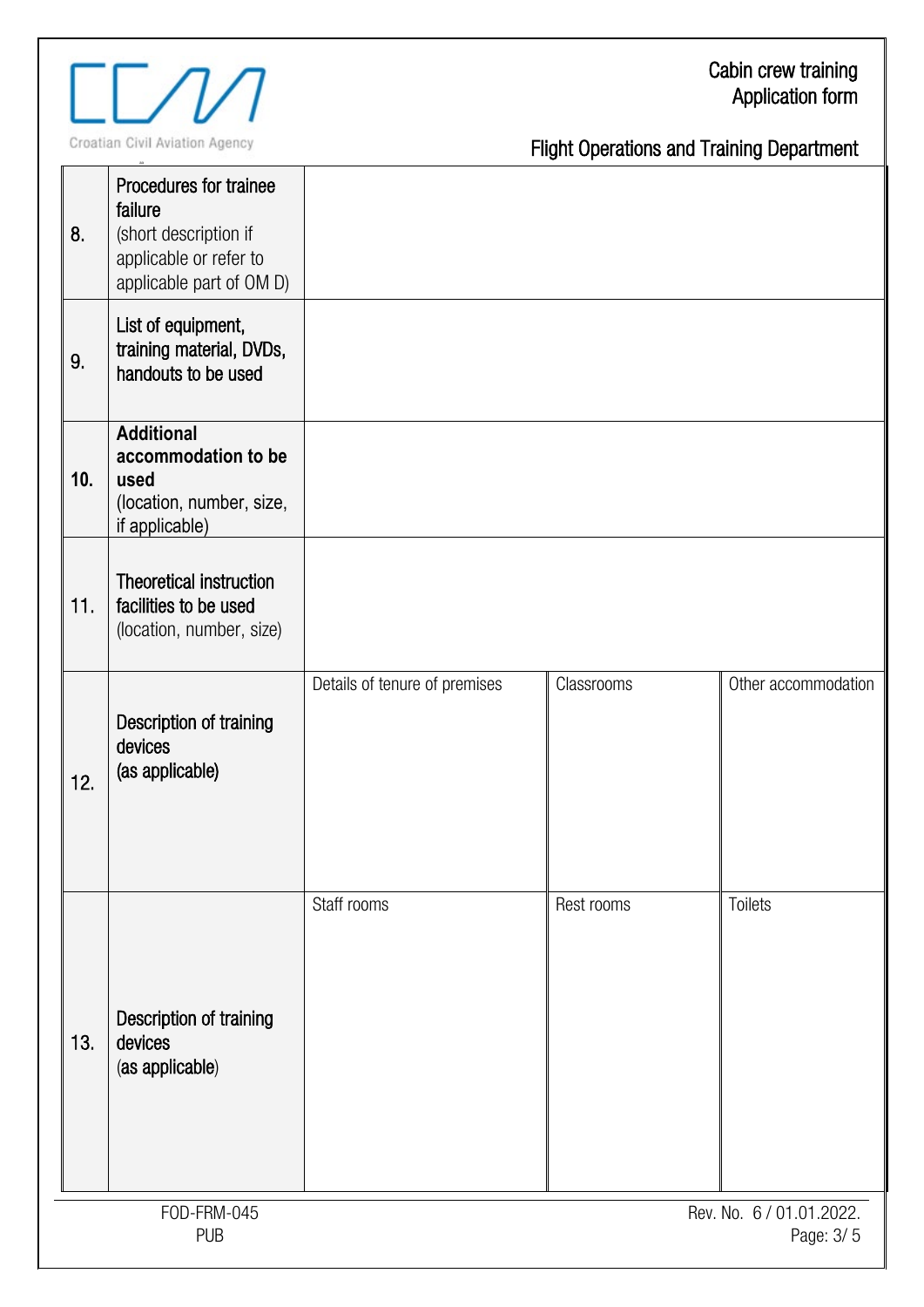| | | | | |
|---|---|---|---|---|
| 8. | **Procedures for trainee failure** (short description if applicable or refer to applicable part of OM D) | | | |
| 9. | **List of equipment, training material, DVDs, handouts to be used** | | | |
| 10. | **Additional accommodation to be used** (location, number, size, if applicable) | | | |
| 11. | **Theoretical instruction facilities to be used** (location, number, size) | | | |
| 12. | **Description of training devices** (as applicable) | Details of tenure of premises | Classrooms | Other accommodation |
| 13. | **Description of training devices** (as applicable) | Staff rooms | Rest rooms | Toilets |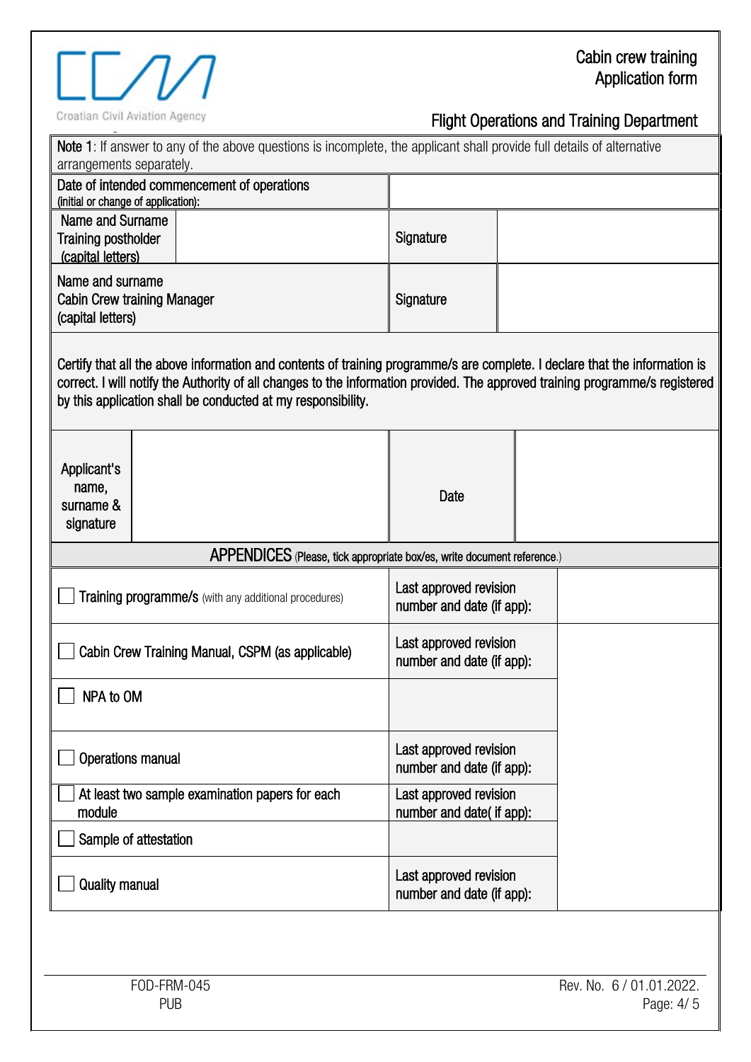**Note 1**: If answer to any of the above questions is incomplete, the applicant shall provide full details of alternative arrangements separately.

| Date of intended commencement of operations (initial or change of application): | | | |
|---|---|---|---|
| Name and Surname Training postholder (capital letters) | | Signature | |
| Name and surname Cabin Crew training Manager (capital letters) | | Signature | |

Certify that all the above information and contents of training programme/s are complete. I declare that the information is correct. I will notify the Authority of all changes to the information provided. The approved training programme/s registered by this application shall be conducted at my responsibility.

| Applicant's name, surname & signature | | Date | |
|---|---|---|---|

**APPENDICES** (Please, tick appropriate box/es, write document reference.)

| | | |
|---|---|---|
| ☐ Training programme/s (with any additional procedures) | Last approved revision number and date (if app): | |
| ☐ Cabin Crew Training Manual, CSPM (as applicable) | Last approved revision number and date (if app): | |
| ☐ NPA to OM | | |
| ☐ Operations manual | Last approved revision number and date (if app): | |
| ☐ At least two sample examination papers for each module | Last approved revision number and date( if app): | |
| ☐ Sample of attestation | | |
| ☐ Quality manual | Last approved revision number and date (if app): | |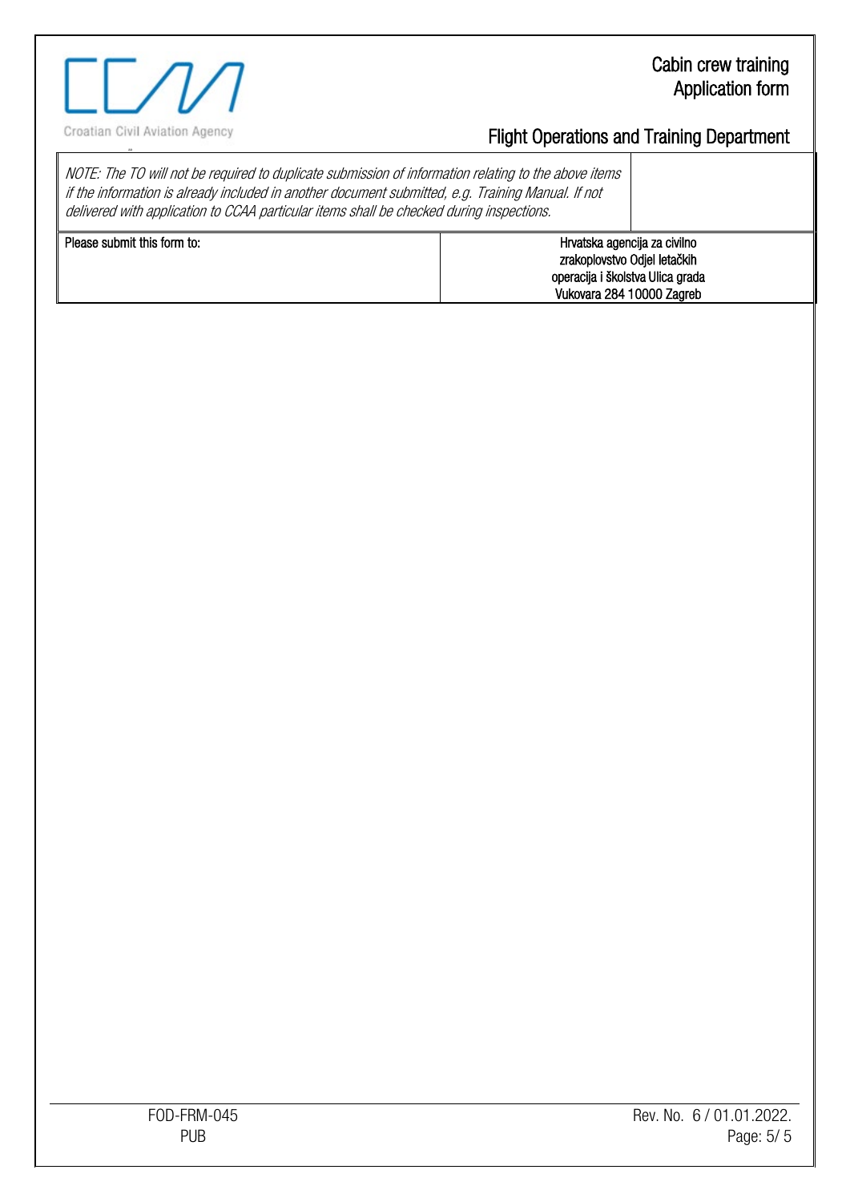| | |
|---|---|
| *NOTE: The TO will not be required to duplicate submission of information relating to the above items if the information is already included in another document submitted, e.g. Training Manual. If not delivered with application to CCAA particular items shall be checked during inspections.* | |

| | |
|---|---|
| **Please submit this form to:** | Hrvatska agencija za civilno zrakoplovstvo Odjel letačkih operacija i školstva Ulica grada Vukovara 284 10000 Zagreb |